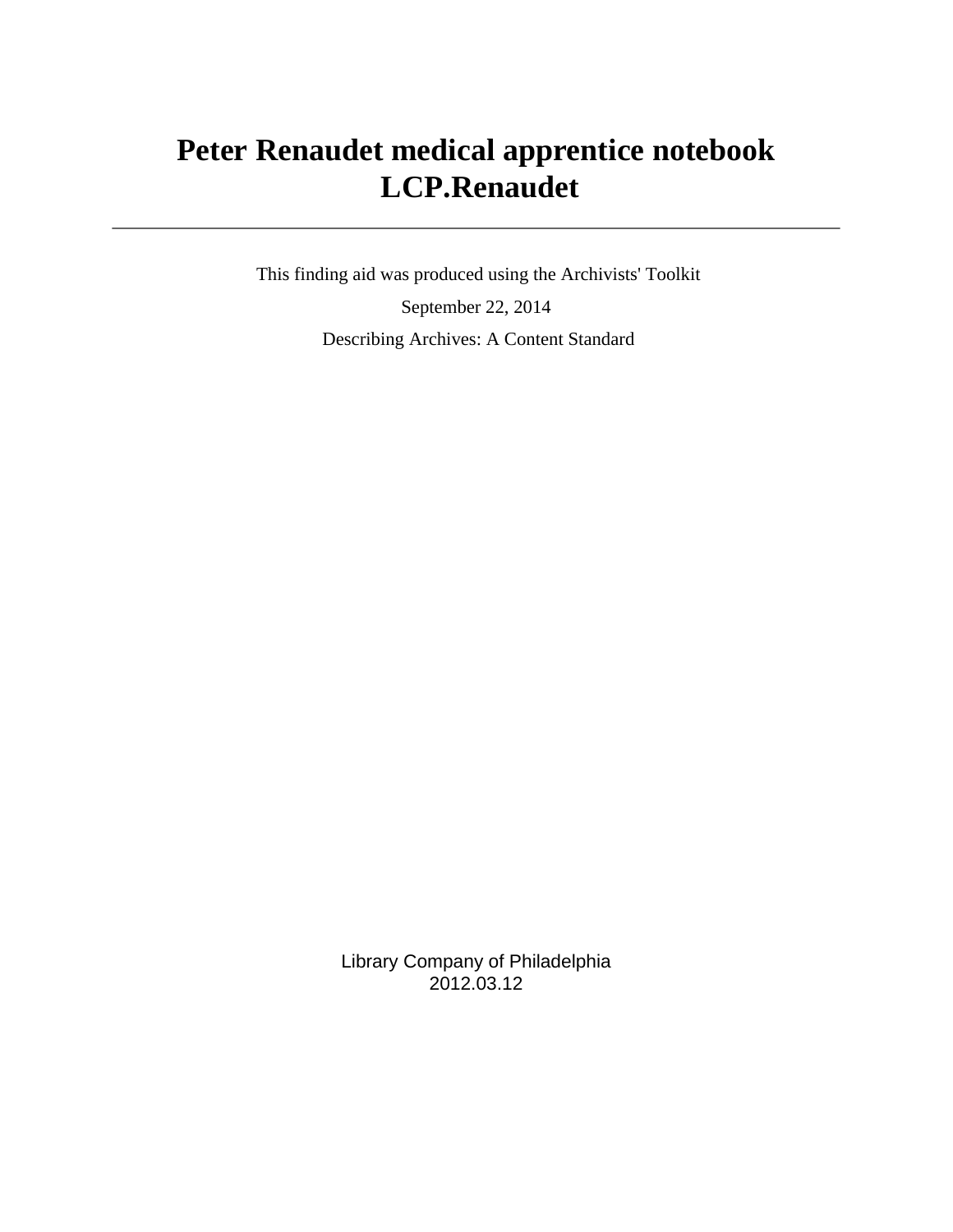# Peter Renaudet medical apprentice notebook
# LCP.Renaudet

---

This finding aid was produced using the Archivists' Toolkit

September 22, 2014

Describing Archives: A Content Standard

Library Company of Philadelphia
2012.03.12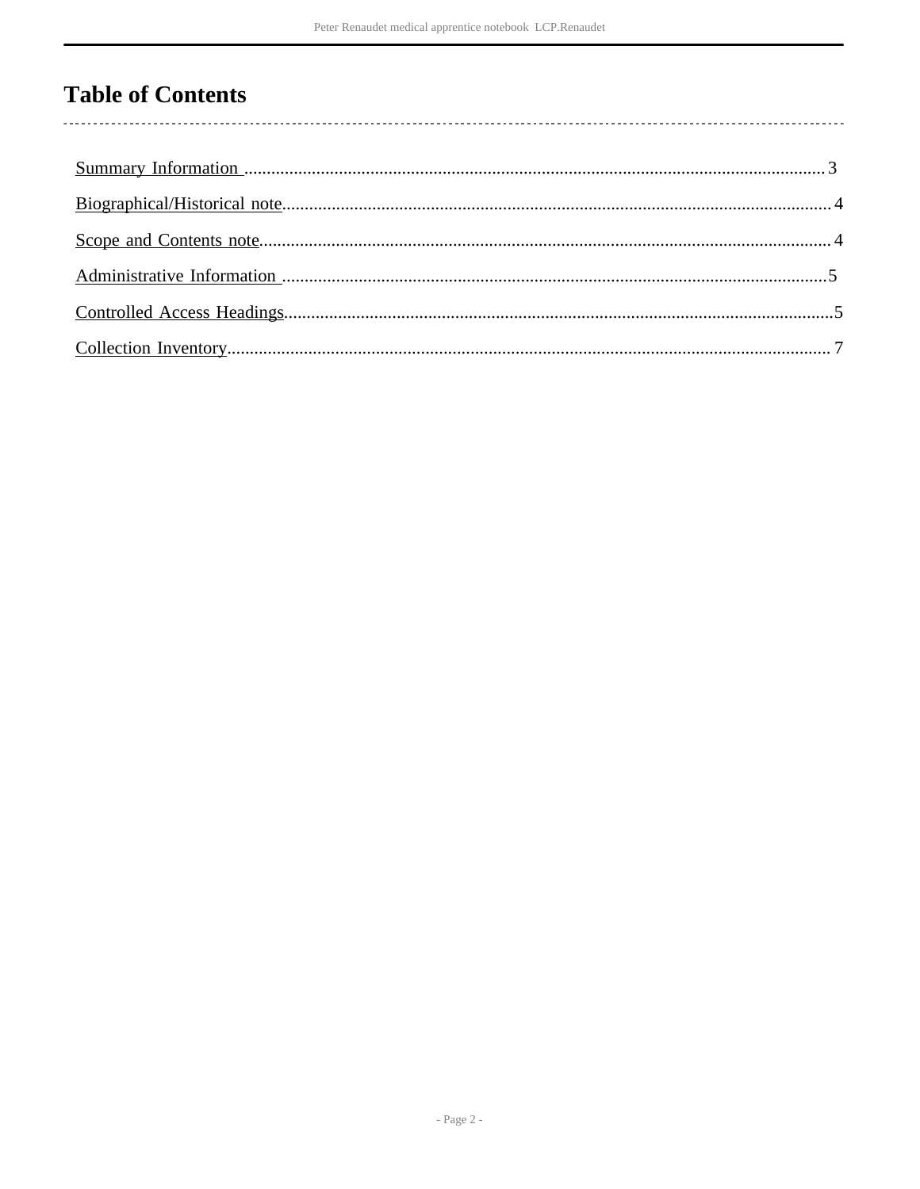# Table of Contents

Summary Information ................................................................ 3

Biographical/Historical note ................................................................ 4

Scope and Contents note ................................................................ 4

Administrative Information ................................................................ 5

Controlled Access Headings ................................................................ 5

Collection Inventory ................................................................ 7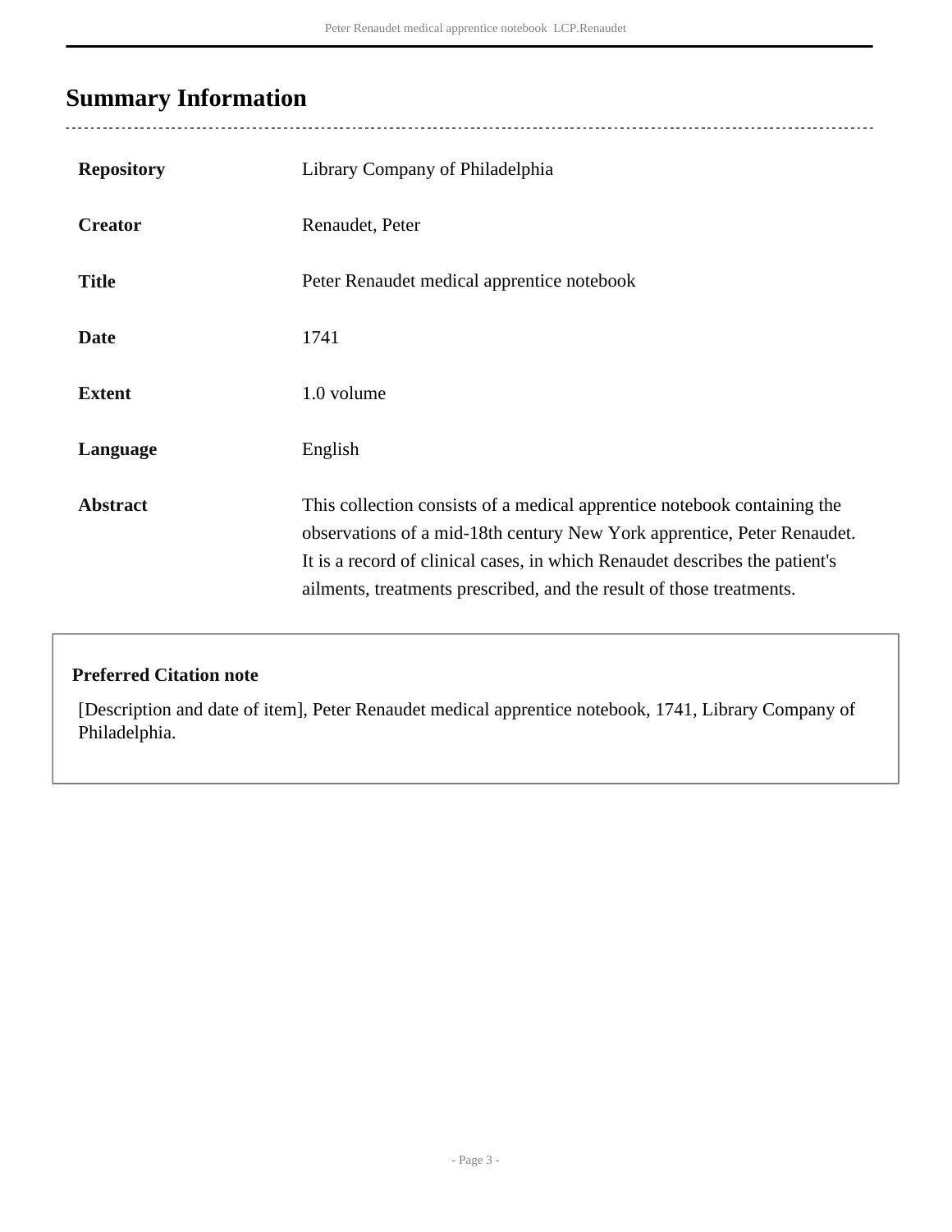## Summary Information

| | |
|---|---|
| **Repository** | Library Company of Philadelphia |
| **Creator** | Renaudet, Peter |
| **Title** | Peter Renaudet medical apprentice notebook |
| **Date** | 1741 |
| **Extent** | 1.0 volume |
| **Language** | English |
| **Abstract** | This collection consists of a medical apprentice notebook containing the observations of a mid-18th century New York apprentice, Peter Renaudet. It is a record of clinical cases, in which Renaudet describes the patient's ailments, treatments prescribed, and the result of those treatments. |

**Preferred Citation note**

[Description and date of item], Peter Renaudet medical apprentice notebook, 1741, Library Company of Philadelphia.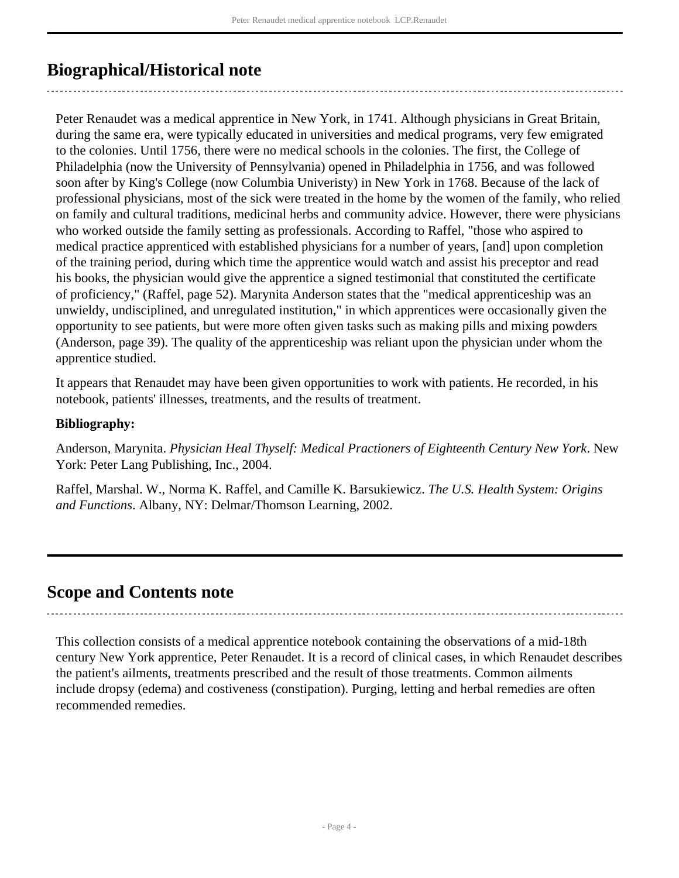## Biographical/Historical note

Peter Renaudet was a medical apprentice in New York, in 1741. Although physicians in Great Britain, during the same era, were typically educated in universities and medical programs, very few emigrated to the colonies. Until 1756, there were no medical schools in the colonies. The first, the College of Philadelphia (now the University of Pennsylvania) opened in Philadelphia in 1756, and was followed soon after by King's College (now Columbia Univeristy) in New York in 1768. Because of the lack of professional physicians, most of the sick were treated in the home by the women of the family, who relied on family and cultural traditions, medicinal herbs and community advice. However, there were physicians who worked outside the family setting as professionals. According to Raffel, "those who aspired to medical practice apprenticed with established physicians for a number of years, [and] upon completion of the training period, during which time the apprentice would watch and assist his preceptor and read his books, the physician would give the apprentice a signed testimonial that constituted the certificate of proficiency," (Raffel, page 52). Marynita Anderson states that the "medical apprenticeship was an unwieldy, undisciplined, and unregulated institution," in which apprentices were occasionally given the opportunity to see patients, but were more often given tasks such as making pills and mixing powders (Anderson, page 39). The quality of the apprenticeship was reliant upon the physician under whom the apprentice studied.

It appears that Renaudet may have been given opportunities to work with patients. He recorded, in his notebook, patients' illnesses, treatments, and the results of treatment.

**Bibliography:**

Anderson, Marynita. *Physician Heal Thyself: Medical Practioners of Eighteenth Century New York*. New York: Peter Lang Publishing, Inc., 2004.

Raffel, Marshal. W., Norma K. Raffel, and Camille K. Barsukiewicz. *The U.S. Health System: Origins and Functions*. Albany, NY: Delmar/Thomson Learning, 2002.

## Scope and Contents note

This collection consists of a medical apprentice notebook containing the observations of a mid-18th century New York apprentice, Peter Renaudet. It is a record of clinical cases, in which Renaudet describes the patient's ailments, treatments prescribed and the result of those treatments. Common ailments include dropsy (edema) and costiveness (constipation). Purging, letting and herbal remedies are often recommended remedies.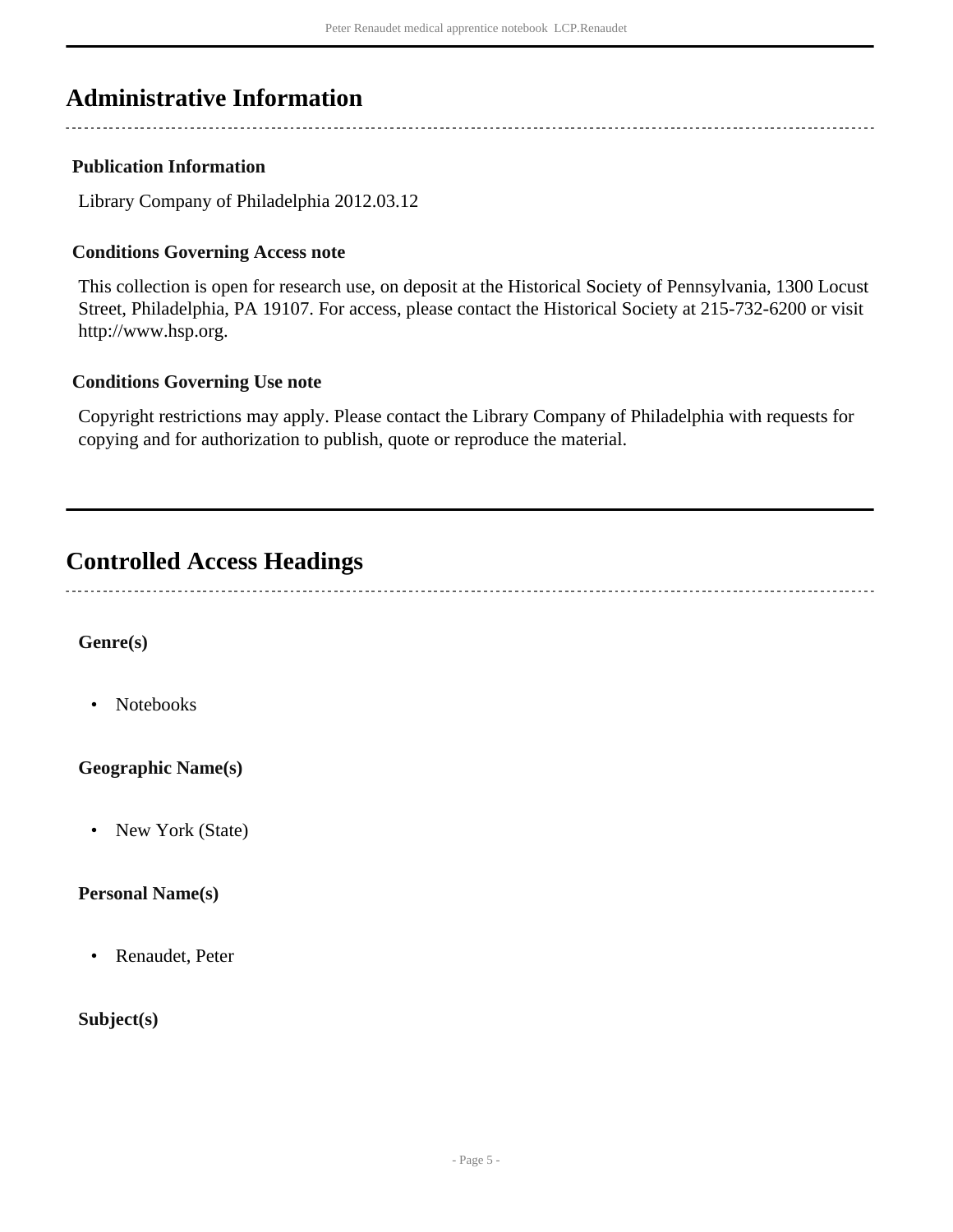## Administrative Information

### Publication Information

Library Company of Philadelphia 2012.03.12

### Conditions Governing Access note

This collection is open for research use, on deposit at the Historical Society of Pennsylvania, 1300 Locust Street, Philadelphia, PA 19107. For access, please contact the Historical Society at 215-732-6200 or visit http://www.hsp.org.

### Conditions Governing Use note

Copyright restrictions may apply. Please contact the Library Company of Philadelphia with requests for copying and for authorization to publish, quote or reproduce the material.

## Controlled Access Headings

**Genre(s)**

- Notebooks

**Geographic Name(s)**

- New York (State)

**Personal Name(s)**

- Renaudet, Peter

**Subject(s)**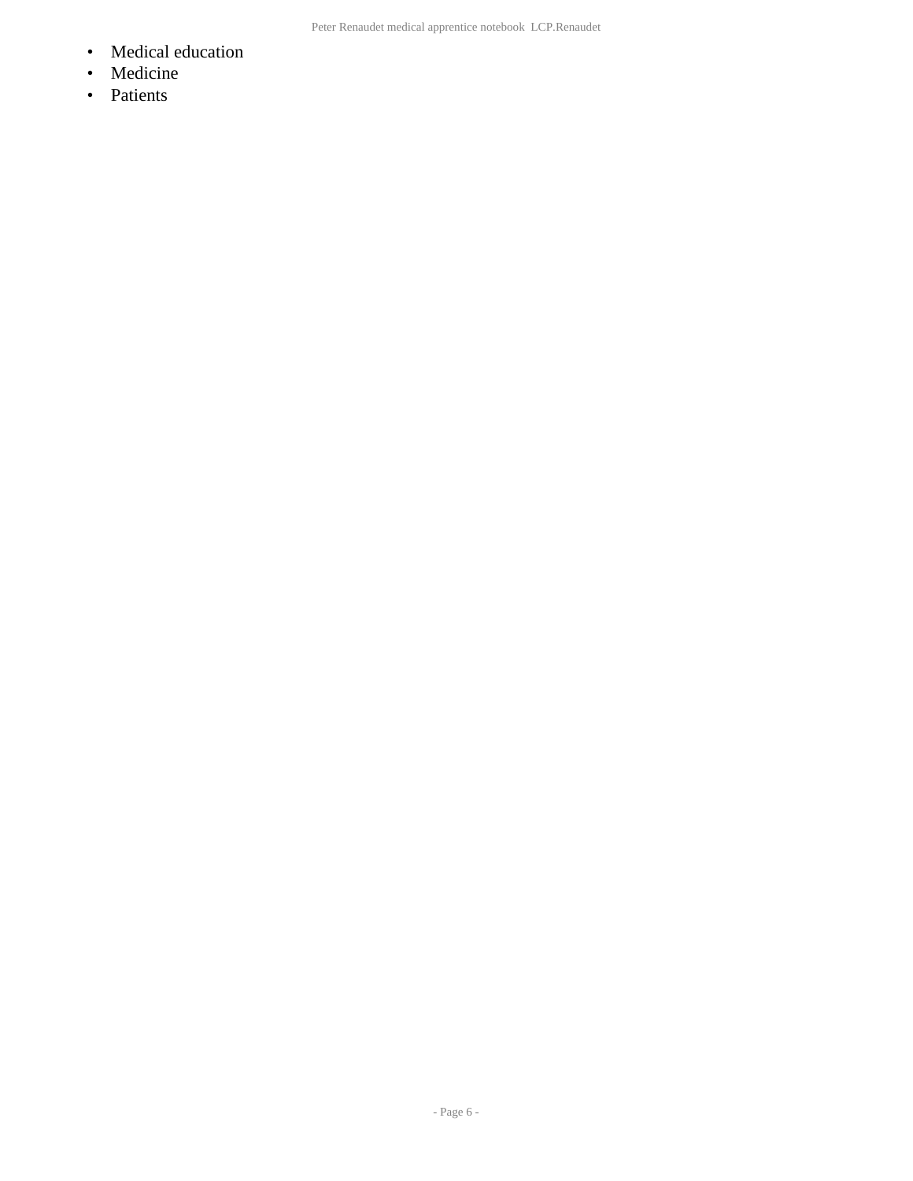- Medical education
- Medicine
- Patients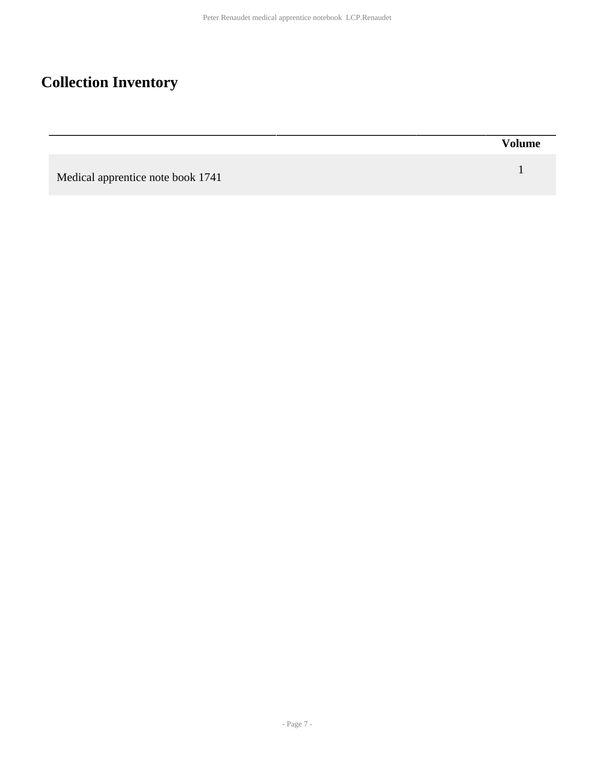## Collection Inventory

| | Volume |
|---|---|
| Medical apprentice note book 1741 | 1 |